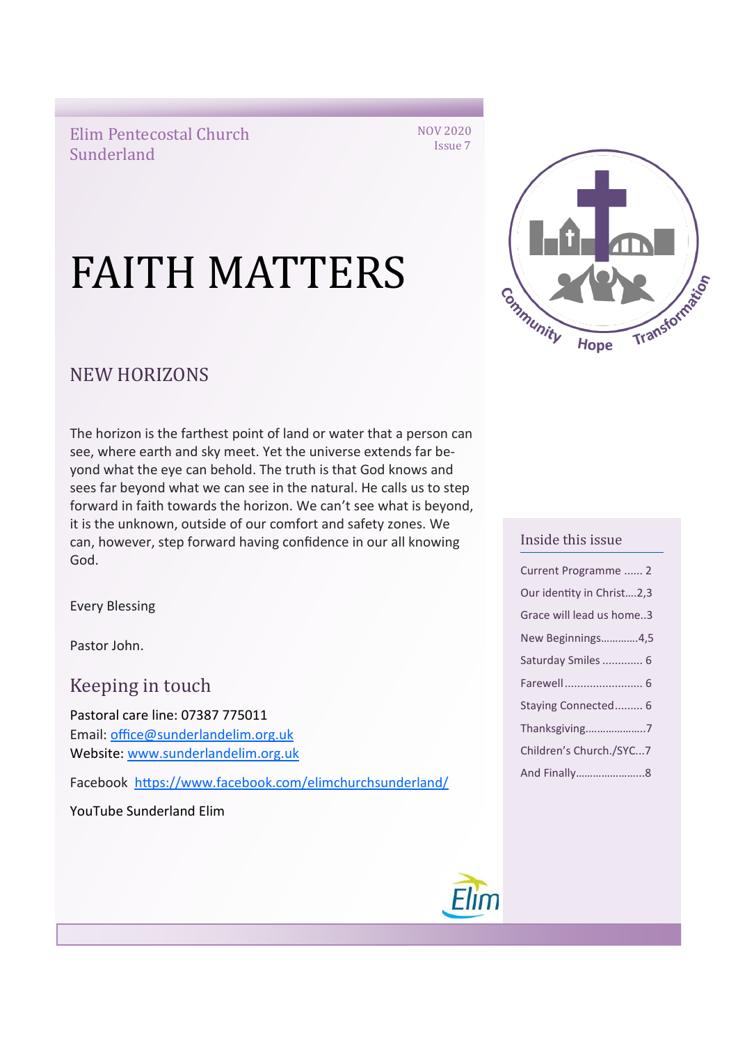Elim Pentecostal Church Sunderland

NOV 2020
Issue 7

# FAITH MATTERS

Community Hope Transformation

## NEW HORIZONS

The horizon is the farthest point of land or water that a person can see, where earth and sky meet. Yet the universe extends far beyond what the eye can behold. The truth is that God knows and sees far beyond what we can see in the natural. He calls us to step forward in faith towards the horizon. We can't see what is beyond, it is the unknown, outside of our comfort and safety zones. We can, however, step forward having confidence in our all knowing God.

Every Blessing

Pastor John.

## Keeping in touch

Pastoral care line: 07387 775011
Email: office@sunderlandelim.org.uk
Website: www.sunderlandelim.org.uk

Facebook https://www.facebook.com/elimchurchsunderland/

YouTube Sunderland Elim

### Inside this issue

- Current Programme ...... 2
- Our identity in Christ....2,3
- Grace will lead us home..3
- New Beginnings............4,5
- Saturday Smiles ............. 6
- Farewell ......................... 6
- Staying Connected......... 6
- Thanksgiving....................7
- Children's Church./SYC...7
- And Finally........................8

Elim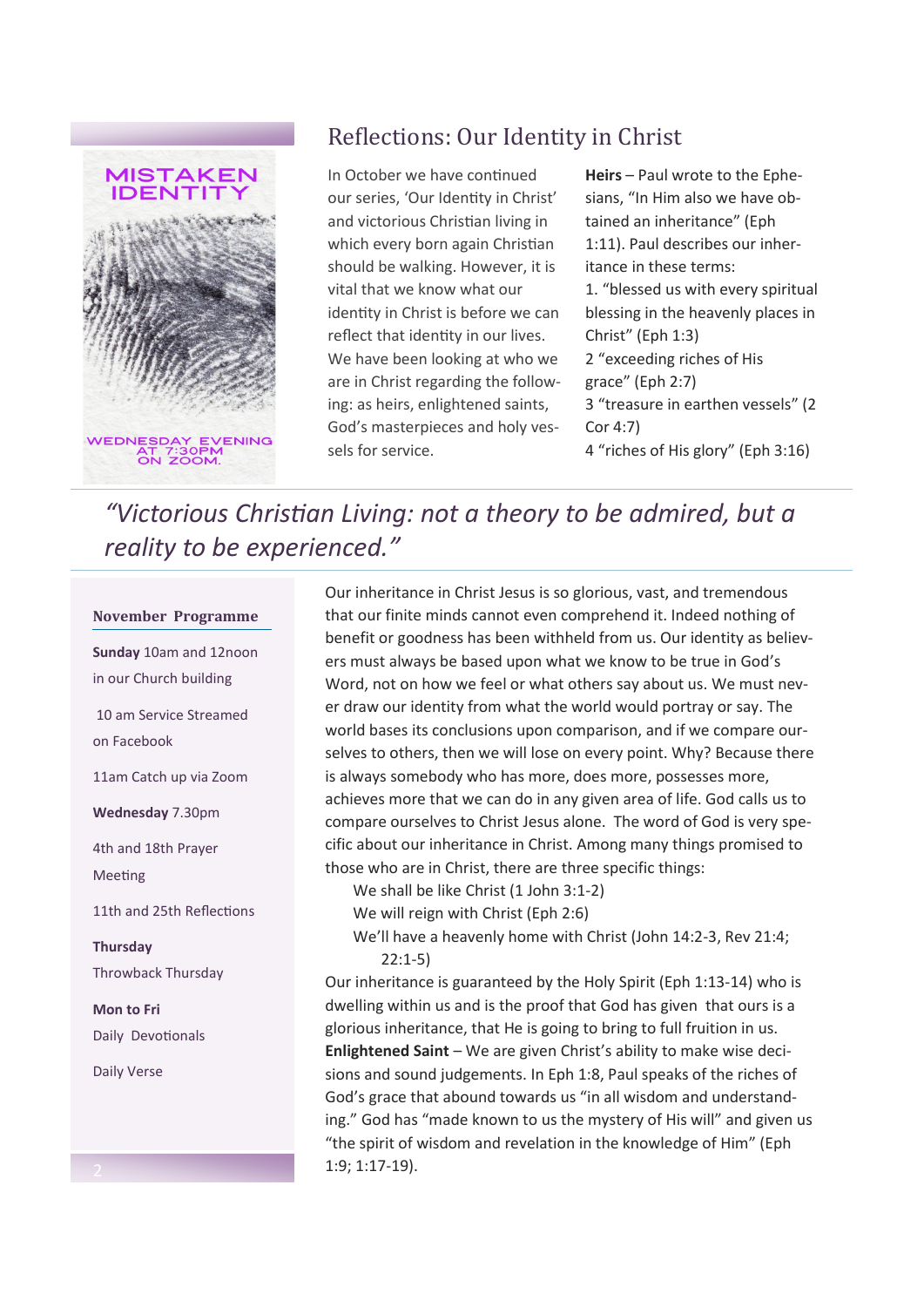MISTAKEN IDENTITY

WEDNESDAY EVENING AT 7:30PM ON ZOOM.

## Reflections: Our Identity in Christ

In October we have continued our series, 'Our Identity in Christ' and victorious Christian living in which every born again Christian should be walking. However, it is vital that we know what our identity in Christ is before we can reflect that identity in our lives. We have been looking at who we are in Christ regarding the following: as heirs, enlightened saints, God's masterpieces and holy vessels for service.

**Heirs** – Paul wrote to the Ephesians, "In Him also we have obtained an inheritance" (Eph 1:11). Paul describes our inheritance in these terms:

1. "blessed us with every spiritual blessing in the heavenly places in Christ" (Eph 1:3)
2. "exceeding riches of His grace" (Eph 2:7)
3. "treasure in earthen vessels" (2 Cor 4:7)
4. "riches of His glory" (Eph 3:16)

*"Victorious Christian Living: not a theory to be admired, but a reality to be experienced."*

### November Programme

**Sunday** 10am and 12noon in our Church building

10 am Service Streamed on Facebook

11am Catch up via Zoom

**Wednesday** 7.30pm

4th and 18th Prayer Meeting

11th and 25th Reflections

**Thursday**
Throwback Thursday

**Mon to Fri**
Daily Devotionals

Daily Verse

Our inheritance in Christ Jesus is so glorious, vast, and tremendous that our finite minds cannot even comprehend it. Indeed nothing of benefit or goodness has been withheld from us. Our identity as believers must always be based upon what we know to be true in God's Word, not on how we feel or what others say about us. We must never draw our identity from what the world would portray or say. The world bases its conclusions upon comparison, and if we compare ourselves to others, then we will lose on every point. Why? Because there is always somebody who has more, does more, possesses more, achieves more that we can do in any given area of life. God calls us to compare ourselves to Christ Jesus alone. The word of God is very specific about our inheritance in Christ. Among many things promised to those who are in Christ, there are three specific things:

- We shall be like Christ (1 John 3:1-2)
- We will reign with Christ (Eph 2:6)
- We'll have a heavenly home with Christ (John 14:2-3, Rev 21:4; 22:1-5)

Our inheritance is guaranteed by the Holy Spirit (Eph 1:13-14) who is dwelling within us and is the proof that God has given that ours is a glorious inheritance, that He is going to bring to full fruition in us.

**Enlightened Saint** – We are given Christ's ability to make wise decisions and sound judgements. In Eph 1:8, Paul speaks of the riches of God's grace that abound towards us "in all wisdom and understanding." God has "made known to us the mystery of His will" and given us "the spirit of wisdom and revelation in the knowledge of Him" (Eph 1:9; 1:17-19).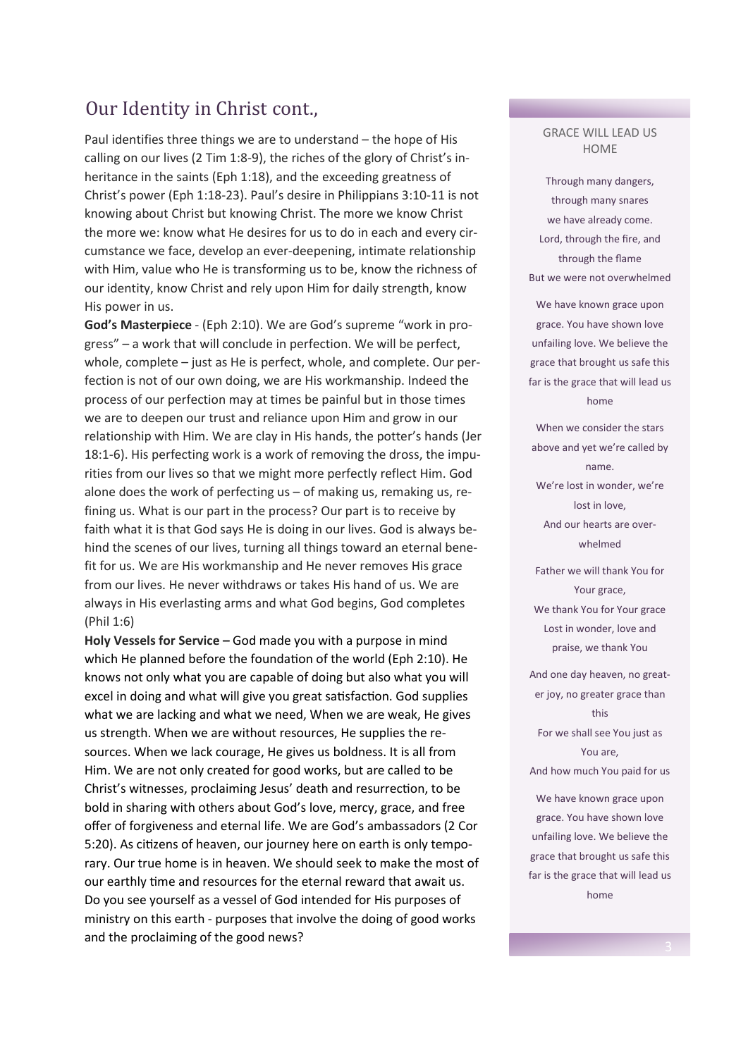## Our Identity in Christ cont.,

Paul identifies three things we are to understand – the hope of His calling on our lives (2 Tim 1:8-9), the riches of the glory of Christ's inheritance in the saints (Eph 1:18), and the exceeding greatness of Christ's power (Eph 1:18-23). Paul's desire in Philippians 3:10-11 is not knowing about Christ but knowing Christ. The more we know Christ the more we: know what He desires for us to do in each and every circumstance we face, develop an ever-deepening, intimate relationship with Him, value who He is transforming us to be, know the richness of our identity, know Christ and rely upon Him for daily strength, know His power in us.

**God's Masterpiece** - (Eph 2:10). We are God's supreme "work in progress" – a work that will conclude in perfection. We will be perfect, whole, complete – just as He is perfect, whole, and complete. Our perfection is not of our own doing, we are His workmanship. Indeed the process of our perfection may at times be painful but in those times we are to deepen our trust and reliance upon Him and grow in our relationship with Him. We are clay in His hands, the potter's hands (Jer 18:1-6). His perfecting work is a work of removing the dross, the impurities from our lives so that we might more perfectly reflect Him. God alone does the work of perfecting us – of making us, remaking us, refining us. What is our part in the process? Our part is to receive by faith what it is that God says He is doing in our lives. God is always behind the scenes of our lives, turning all things toward an eternal benefit for us. We are His workmanship and He never removes His grace from our lives. He never withdraws or takes His hand of us. We are always in His everlasting arms and what God begins, God completes (Phil 1:6)

**Holy Vessels for Service –** God made you with a purpose in mind which He planned before the foundation of the world (Eph 2:10). He knows not only what you are capable of doing but also what you will excel in doing and what will give you great satisfaction. God supplies what we are lacking and what we need, When we are weak, He gives us strength. When we are without resources, He supplies the resources. When we lack courage, He gives us boldness. It is all from Him. We are not only created for good works, but are called to be Christ's witnesses, proclaiming Jesus' death and resurrection, to be bold in sharing with others about God's love, mercy, grace, and free offer of forgiveness and eternal life. We are God's ambassadors (2 Cor 5:20). As citizens of heaven, our journey here on earth is only temporary. Our true home is in heaven. We should seek to make the most of our earthly time and resources for the eternal reward that await us. Do you see yourself as a vessel of God intended for His purposes of ministry on this earth - purposes that involve the doing of good works and the proclaiming of the good news?

### GRACE WILL LEAD US HOME

Through many dangers,
through many snares
we have already come.
Lord, through the fire, and
through the flame
But we were not overwhelmed

We have known grace upon grace. You have shown love unfailing love. We believe the grace that brought us safe this far is the grace that will lead us home

When we consider the stars above and yet we're called by name.
We're lost in wonder, we're lost in love,
And our hearts are overwhelmed

Father we will thank You for Your grace,
We thank You for Your grace
Lost in wonder, love and praise, we thank You

And one day heaven, no greater joy, no greater grace than this
For we shall see You just as You are,
And how much You paid for us

We have known grace upon grace. You have shown love unfailing love. We believe the grace that brought us safe this far is the grace that will lead us home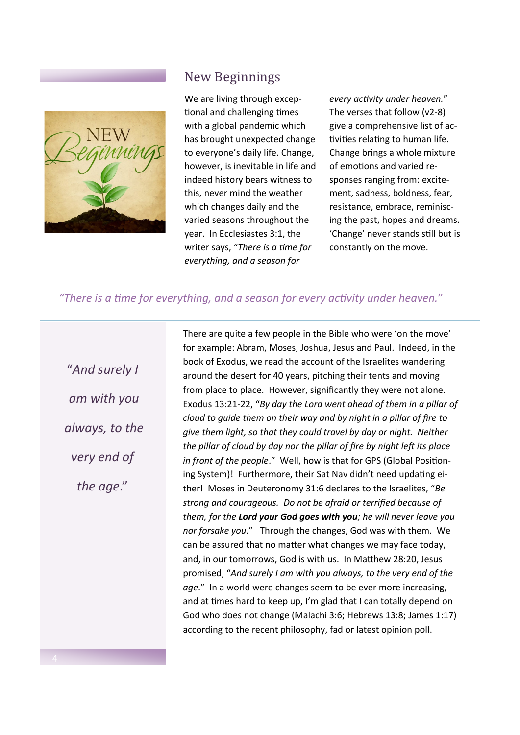## New Beginnings

We are living through exceptional and challenging times with a global pandemic which has brought unexpected change to everyone's daily life. Change, however, is inevitable in life and indeed history bears witness to this, never mind the weather which changes daily and the varied seasons throughout the year. In Ecclesiastes 3:1, the writer says, "*There is a time for everything, and a season for every activity under heaven.*" The verses that follow (v2-8) give a comprehensive list of activities relating to human life. Change brings a whole mixture of emotions and varied responses ranging from: excitement, sadness, boldness, fear, resistance, embrace, reminiscing the past, hopes and dreams. 'Change' never stands still but is constantly on the move.

*"There is a time for everything, and a season for every activity under heaven."*

*"And surely I am with you always, to the very end of the age."*

There are quite a few people in the Bible who were 'on the move' for example: Abram, Moses, Joshua, Jesus and Paul. Indeed, in the book of Exodus, we read the account of the Israelites wandering around the desert for 40 years, pitching their tents and moving from place to place. However, significantly they were not alone. Exodus 13:21-22, "*By day the Lord went ahead of them in a pillar of cloud to guide them on their way and by night in a pillar of fire to give them light, so that they could travel by day or night. Neither the pillar of cloud by day nor the pillar of fire by night left its place in front of the people*." Well, how is that for GPS (Global Positioning System)! Furthermore, their Sat Nav didn't need updating either! Moses in Deuteronomy 31:6 declares to the Israelites, "*Be strong and courageous. Do not be afraid or terrified because of them, for the **Lord your God goes with you**; he will never leave you nor forsake you*." Through the changes, God was with them. We can be assured that no matter what changes we may face today, and, in our tomorrows, God is with us. In Matthew 28:20, Jesus promised, "*And surely I am with you always, to the very end of the age*." In a world were changes seem to be ever more increasing, and at times hard to keep up, I'm glad that I can totally depend on God who does not change (Malachi 3:6; Hebrews 13:8; James 1:17) according to the recent philosophy, fad or latest opinion poll.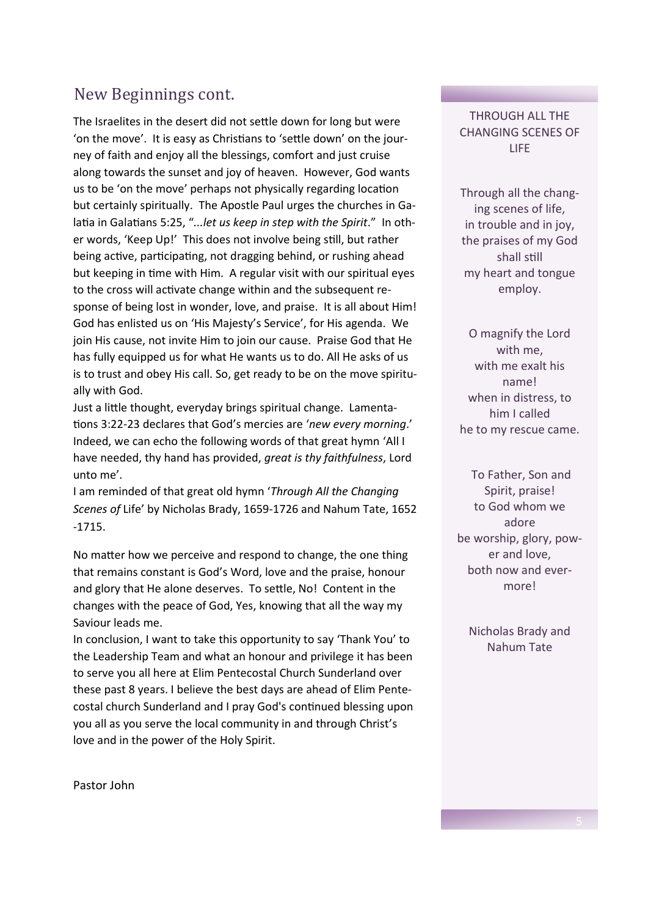## New Beginnings cont.

The Israelites in the desert did not settle down for long but were 'on the move'. It is easy as Christians to 'settle down' on the journey of faith and enjoy all the blessings, comfort and just cruise along towards the sunset and joy of heaven. However, God wants us to be 'on the move' perhaps not physically regarding location but certainly spiritually. The Apostle Paul urges the churches in Galatia in Galatians 5:25, "...*let us keep in step with the Spirit*." In other words, 'Keep Up!' This does not involve being still, but rather being active, participating, not dragging behind, or rushing ahead but keeping in time with Him. A regular visit with our spiritual eyes to the cross will activate change within and the subsequent response of being lost in wonder, love, and praise. It is all about Him! God has enlisted us on 'His Majesty's Service', for His agenda. We join His cause, not invite Him to join our cause. Praise God that He has fully equipped us for what He wants us to do. All He asks of us is to trust and obey His call. So, get ready to be on the move spiritually with God.

Just a little thought, everyday brings spiritual change. Lamentations 3:22-23 declares that God's mercies are '*new every morning*.' Indeed, we can echo the following words of that great hymn 'All I have needed, thy hand has provided, *great is thy faithfulness*, Lord unto me'.

I am reminded of that great old hymn '*Through All the Changing Scenes of* Life' by Nicholas Brady, 1659-1726 and Nahum Tate, 1652-1715.

No matter how we perceive and respond to change, the one thing that remains constant is God's Word, love and the praise, honour and glory that He alone deserves. To settle, No! Content in the changes with the peace of God, Yes, knowing that all the way my Saviour leads me.

In conclusion, I want to take this opportunity to say 'Thank You' to the Leadership Team and what an honour and privilege it has been to serve you all here at Elim Pentecostal Church Sunderland over these past 8 years. I believe the best days are ahead of Elim Pentecostal church Sunderland and I pray God's continued blessing upon you all as you serve the local community in and through Christ's love and in the power of the Holy Spirit.

Pastor John

### THROUGH ALL THE CHANGING SCENES OF LIFE

Through all the changing scenes of life,
in trouble and in joy,
the praises of my God shall still
my heart and tongue employ.

O magnify the Lord with me,
with me exalt his name!
when in distress, to him I called
he to my rescue came.

To Father, Son and Spirit, praise!
to God whom we adore
be worship, glory, power and love,
both now and evermore!

Nicholas Brady and Nahum Tate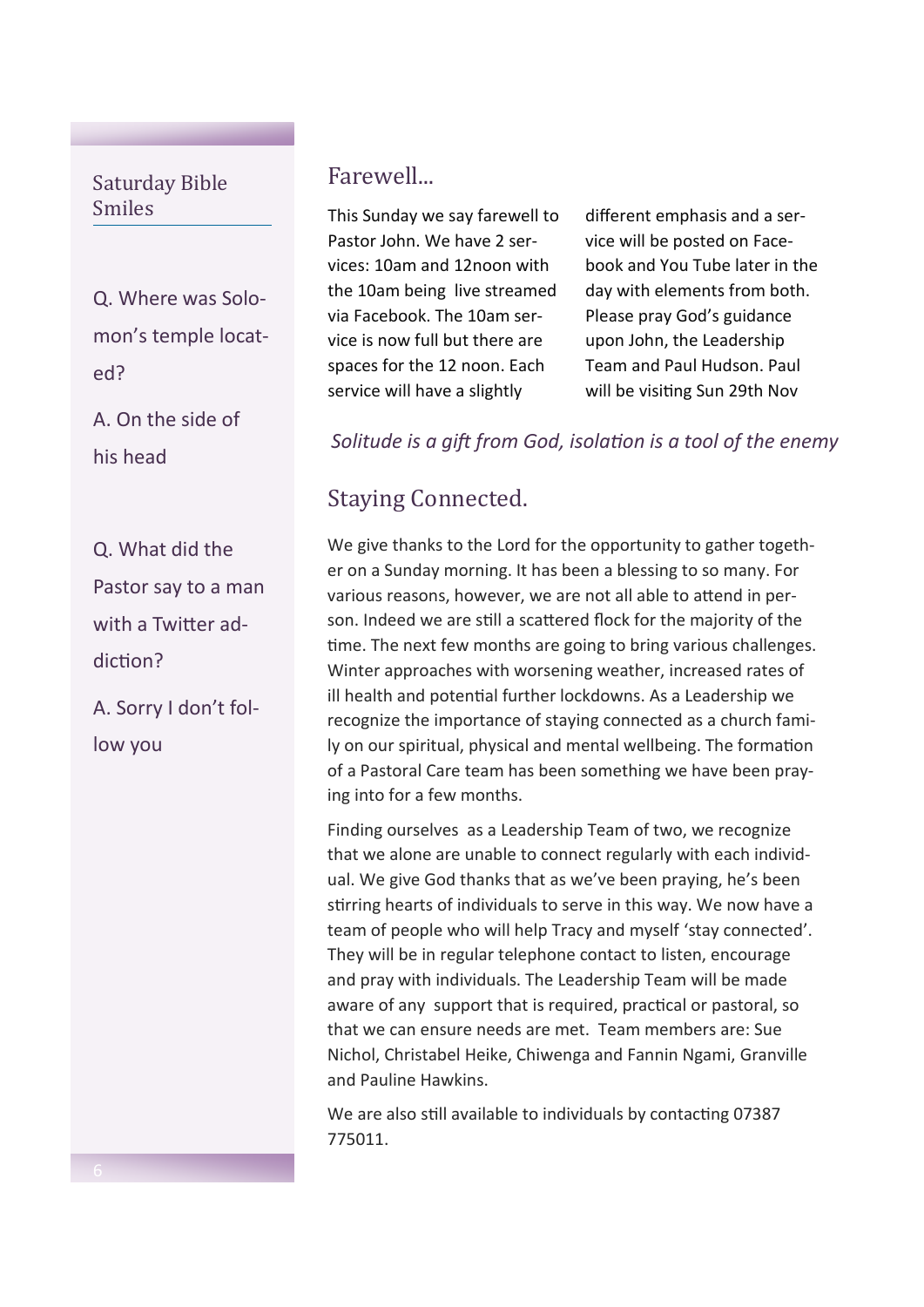## Saturday Bible Smiles

Q. Where was Solomon's temple located?

A. On the side of his head

Q. What did the Pastor say to a man with a Twitter addiction?

A. Sorry I don't follow you

## Farewell...

This Sunday we say farewell to Pastor John. We have 2 services: 10am and 12noon with the 10am being live streamed via Facebook. The 10am service is now full but there are spaces for the 12 noon. Each service will have a slightly different emphasis and a service will be posted on Facebook and You Tube later in the day with elements from both. Please pray God's guidance upon John, the Leadership Team and Paul Hudson. Paul will be visiting Sun 29th Nov

*Solitude is a gift from God, isolation is a tool of the enemy*

## Staying Connected.

We give thanks to the Lord for the opportunity to gather together on a Sunday morning. It has been a blessing to so many. For various reasons, however, we are not all able to attend in person. Indeed we are still a scattered flock for the majority of the time. The next few months are going to bring various challenges. Winter approaches with worsening weather, increased rates of ill health and potential further lockdowns. As a Leadership we recognize the importance of staying connected as a church family on our spiritual, physical and mental wellbeing. The formation of a Pastoral Care team has been something we have been praying into for a few months.

Finding ourselves as a Leadership Team of two, we recognize that we alone are unable to connect regularly with each individual. We give God thanks that as we've been praying, he's been stirring hearts of individuals to serve in this way. We now have a team of people who will help Tracy and myself 'stay connected'. They will be in regular telephone contact to listen, encourage and pray with individuals. The Leadership Team will be made aware of any support that is required, practical or pastoral, so that we can ensure needs are met. Team members are: Sue Nichol, Christabel Heike, Chiwenga and Fannin Ngami, Granville and Pauline Hawkins.

We are also still available to individuals by contacting 07387 775011.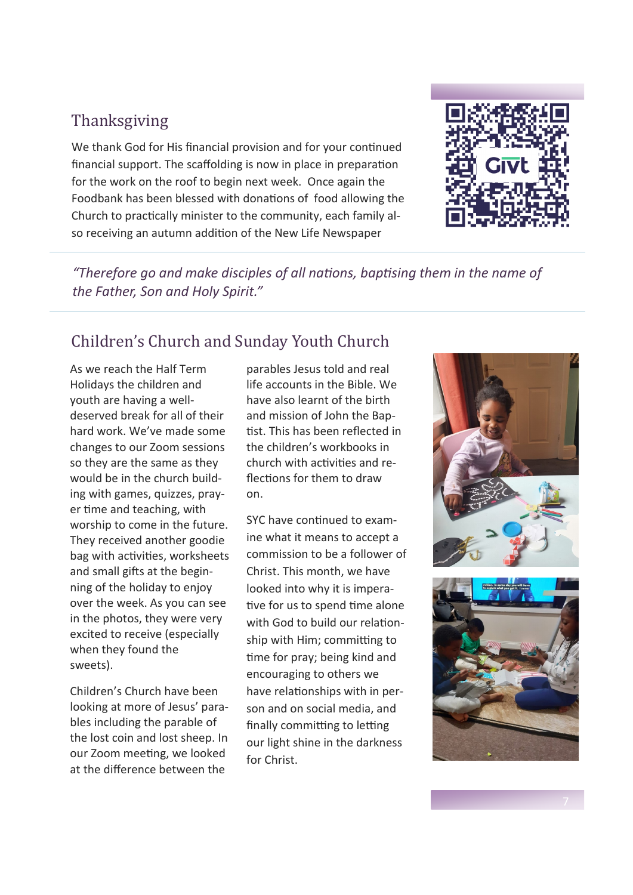## Thanksgiving

We thank God for His financial provision and for your continued financial support. The scaffolding is now in place in preparation for the work on the roof to begin next week. Once again the Foodbank has been blessed with donations of food allowing the Church to practically minister to the community, each family also receiving an autumn addition of the New Life Newspaper

*"Therefore go and make disciples of all nations, baptising them in the name of the Father, Son and Holy Spirit."*

## Children's Church and Sunday Youth Church

As we reach the Half Term Holidays the children and youth are having a well-deserved break for all of their hard work. We've made some changes to our Zoom sessions so they are the same as they would be in the church building with games, quizzes, prayer time and teaching, with worship to come in the future. They received another goodie bag with activities, worksheets and small gifts at the beginning of the holiday to enjoy over the week. As you can see in the photos, they were very excited to receive (especially when they found the sweets).

Children's Church have been looking at more of Jesus' parables including the parable of the lost coin and lost sheep. In our Zoom meeting, we looked at the difference between the parables Jesus told and real life accounts in the Bible. We have also learnt of the birth and mission of John the Baptist. This has been reflected in the children's workbooks in church with activities and reflections for them to draw on.

SYC have continued to examine what it means to accept a commission to be a follower of Christ. This month, we have looked into why it is imperative for us to spend time alone with God to build our relationship with Him; committing to time for pray; being kind and encouraging to others we have relationships with in person and on social media, and finally committing to letting our light shine in the darkness for Christ.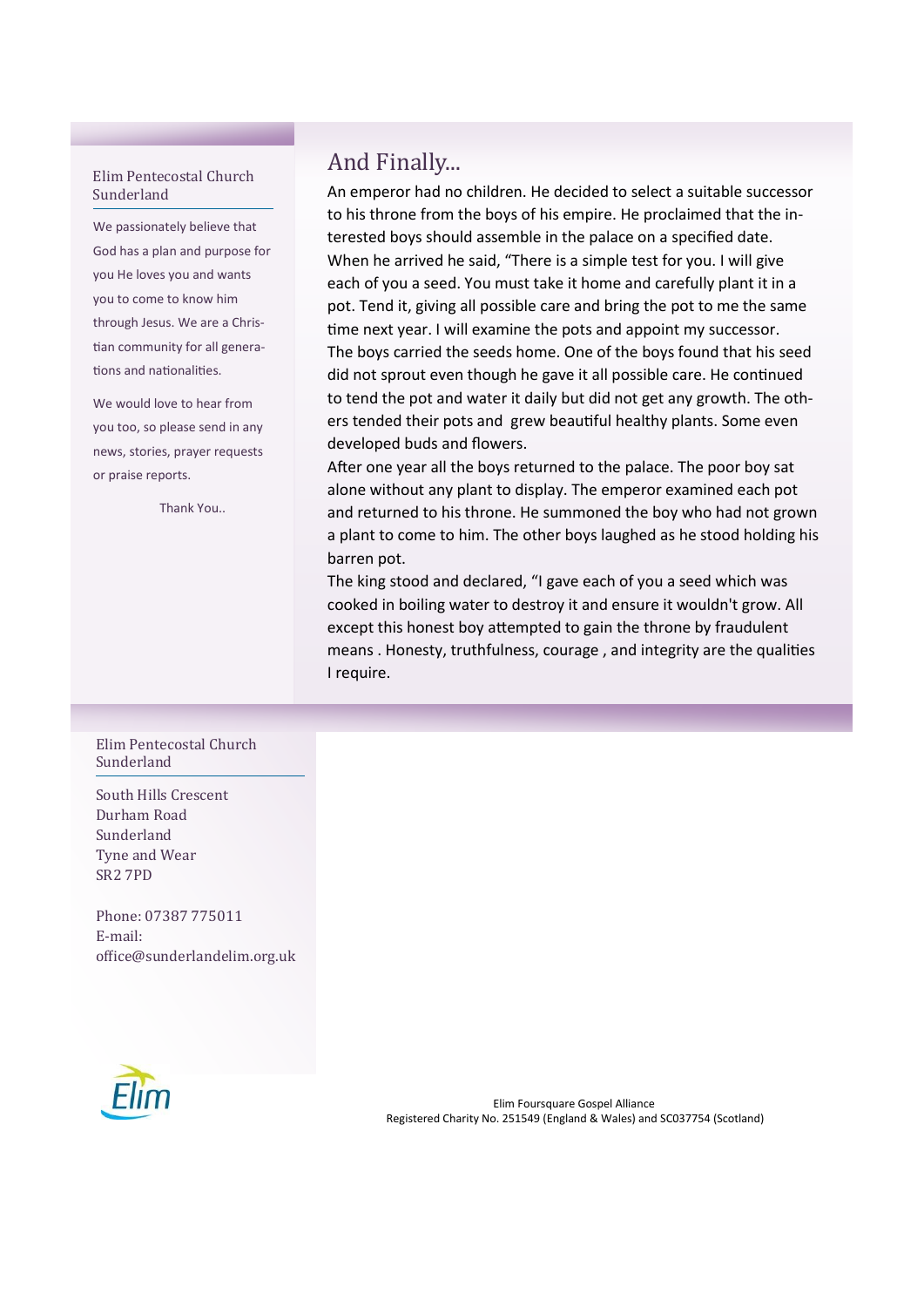Elim Pentecostal Church Sunderland

We passionately believe that God has a plan and purpose for you He loves you and wants you to come to know him through Jesus. We are a Christian community for all generations and nationalities.

We would love to hear from you too, so please send in any news, stories, prayer requests or praise reports.

Thank You..

## And Finally...

An emperor had no children. He decided to select a suitable successor to his throne from the boys of his empire. He proclaimed that the interested boys should assemble in the palace on a specified date. When he arrived he said, "There is a simple test for you. I will give each of you a seed. You must take it home and carefully plant it in a pot. Tend it, giving all possible care and bring the pot to me the same time next year. I will examine the pots and appoint my successor.
The boys carried the seeds home. One of the boys found that his seed did not sprout even though he gave it all possible care. He continued to tend the pot and water it daily but did not get any growth. The others tended their pots and grew beautiful healthy plants. Some even developed buds and flowers.
After one year all the boys returned to the palace. The poor boy sat alone without any plant to display. The emperor examined each pot and returned to his throne. He summoned the boy who had not grown a plant to come to him. The other boys laughed as he stood holding his barren pot.
The king stood and declared, "I gave each of you a seed which was cooked in boiling water to destroy it and ensure it wouldn't grow. All except this honest boy attempted to gain the throne by fraudulent means . Honesty, truthfulness, courage , and integrity are the qualities I require.

Elim Pentecostal Church Sunderland

South Hills Crescent
Durham Road
Sunderland
Tyne and Wear
SR2 7PD

Phone: 07387 775011
E-mail:
office@sunderlandelim.org.uk

Elim

Elim Foursquare Gospel Alliance
Registered Charity No. 251549 (England & Wales) and SC037754 (Scotland)